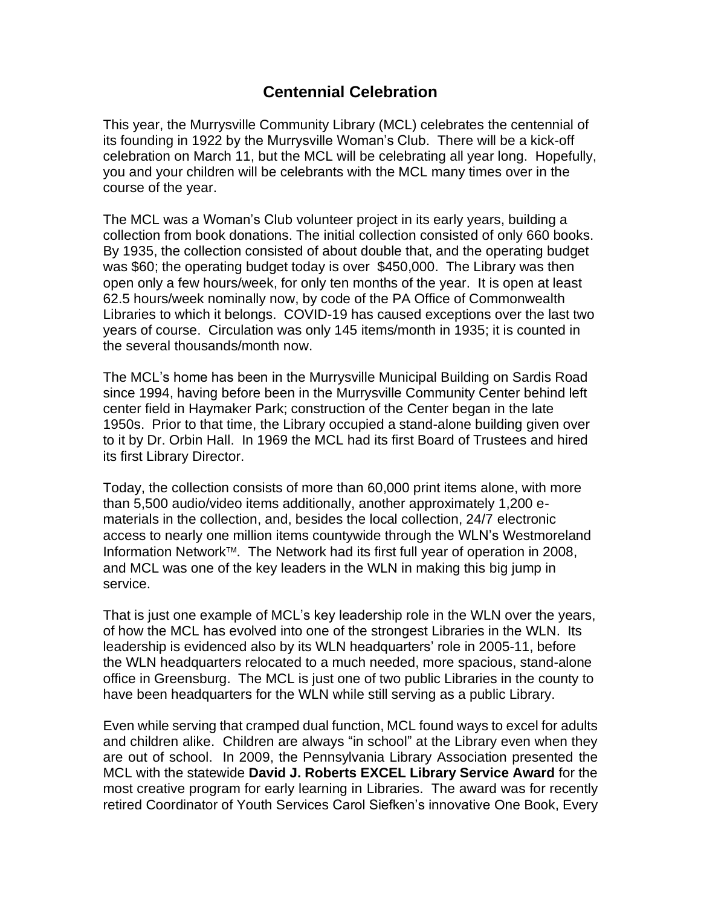# Centennial Celebration

This year, the Murrysville Community Library (MCL) celebrates the centennial of its founding in 1922 by the Murrysville Woman's Club. There will be a kick-off celebration on March 11, but the MCL will be celebrating all year long. Hopefully, you and your children will be celebrants with the MCL many times over in the course of the year.

The MCL was a Woman's Club volunteer project in its early years, building a collection from book donations. The initial collection consisted of only 660 books. By 1935, the collection consisted of about double that, and the operating budget was $60; the operating budget today is over $450,000. The Library was then open only a few hours/week, for only ten months of the year. It is open at least 62.5 hours/week nominally now, by code of the PA Office of Commonwealth Libraries to which it belongs. COVID-19 has caused exceptions over the last two years of course. Circulation was only 145 items/month in 1935; it is counted in the several thousands/month now.

The MCL's home has been in the Murrysville Municipal Building on Sardis Road since 1994, having before been in the Murrysville Community Center behind left center field in Haymaker Park; construction of the Center began in the late 1950s. Prior to that time, the Library occupied a stand-alone building given over to it by Dr. Orbin Hall. In 1969 the MCL had its first Board of Trustees and hired its first Library Director.

Today, the collection consists of more than 60,000 print items alone, with more than 5,500 audio/video items additionally, another approximately 1,200 e-materials in the collection, and, besides the local collection, 24/7 electronic access to nearly one million items countywide through the WLN's Westmoreland Information Network™. The Network had its first full year of operation in 2008, and MCL was one of the key leaders in the WLN in making this big jump in service.

That is just one example of MCL's key leadership role in the WLN over the years, of how the MCL has evolved into one of the strongest Libraries in the WLN. Its leadership is evidenced also by its WLN headquarters' role in 2005-11, before the WLN headquarters relocated to a much needed, more spacious, stand-alone office in Greensburg. The MCL is just one of two public Libraries in the county to have been headquarters for the WLN while still serving as a public Library.

Even while serving that cramped dual function, MCL found ways to excel for adults and children alike. Children are always "in school" at the Library even when they are out of school. In 2009, the Pennsylvania Library Association presented the MCL with the statewide **David J. Roberts EXCEL Library Service Award** for the most creative program for early learning in Libraries. The award was for recently retired Coordinator of Youth Services Carol Siefken's innovative One Book, Every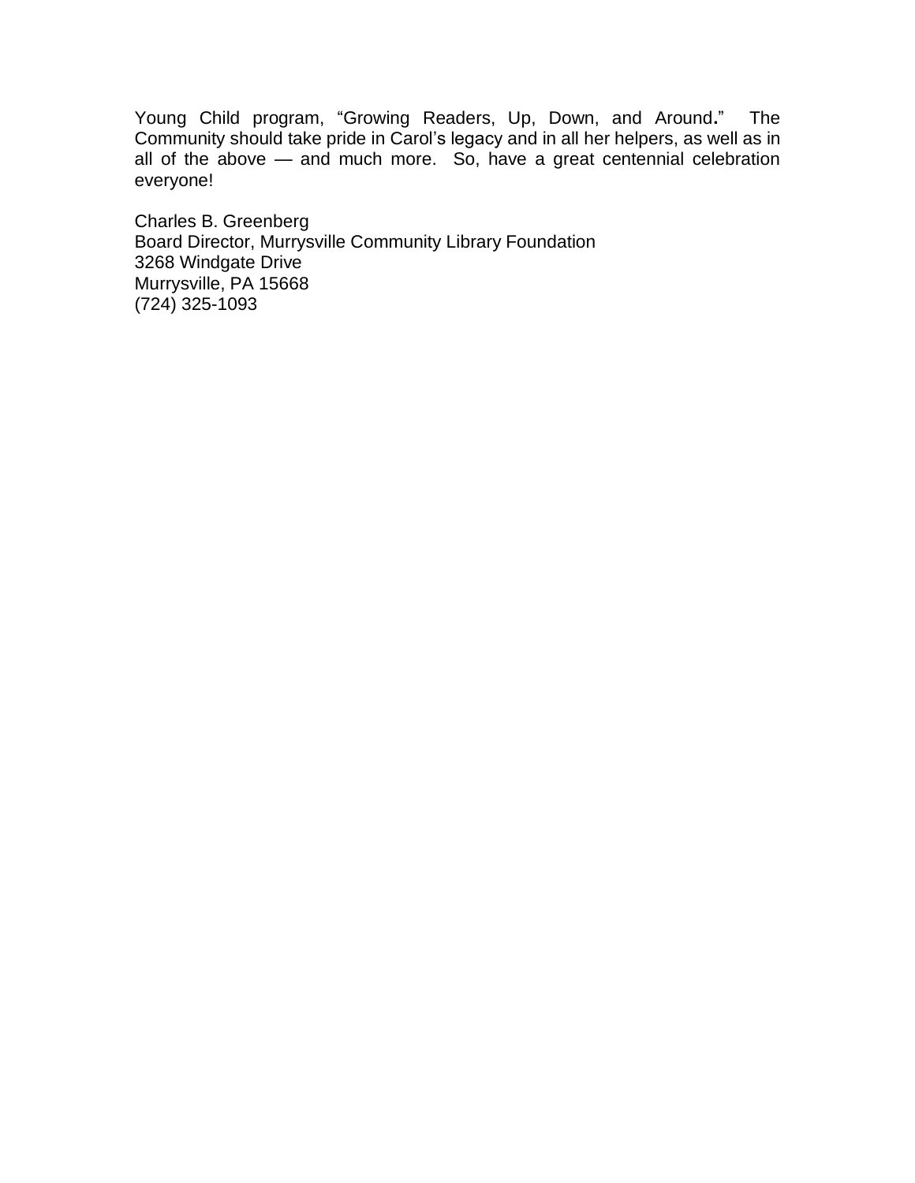Young Child program, "Growing Readers, Up, Down, and Around." The Community should take pride in Carol's legacy and in all her helpers, as well as in all of the above — and much more. So, have a great centennial celebration everyone!

Charles B. Greenberg
Board Director, Murrysville Community Library Foundation
3268 Windgate Drive
Murrysville, PA 15668
(724) 325-1093